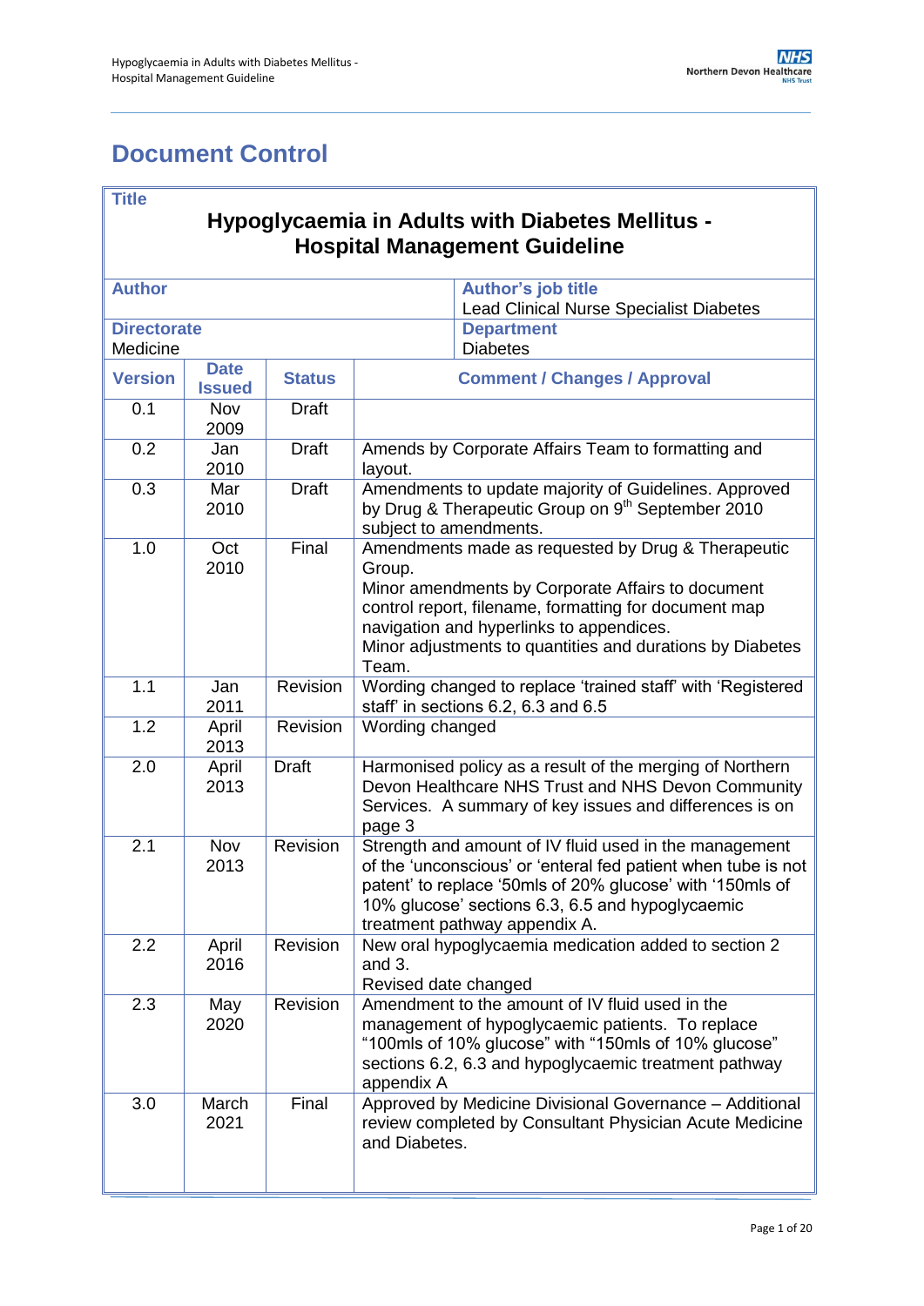# Document Control

| Title | | | |
|---|---|---|---|
| **Hypoglycaemia in Adults with Diabetes Mellitus - Hospital Management Guideline** | | | |
| **Author** | | | **Author's job title**<br>Lead Clinical Nurse Specialist Diabetes |
| **Directorate**<br>Medicine | | | **Department**<br>Diabetes |
| **Version** | **Date Issued** | **Status** | **Comment / Changes / Approval** |
| 0.1 | Nov 2009 | Draft | |
| 0.2 | Jan 2010 | Draft | Amends by Corporate Affairs Team to formatting and layout. |
| 0.3 | Mar 2010 | Draft | Amendments to update majority of Guidelines. Approved by Drug & Therapeutic Group on 9th September 2010 subject to amendments. |
| 1.0 | Oct 2010 | Final | Amendments made as requested by Drug & Therapeutic Group.<br>Minor amendments by Corporate Affairs to document control report, filename, formatting for document map navigation and hyperlinks to appendices.<br>Minor adjustments to quantities and durations by Diabetes Team. |
| 1.1 | Jan 2011 | Revision | Wording changed to replace 'trained staff' with 'Registered staff' in sections 6.2, 6.3 and 6.5 |
| 1.2 | April 2013 | Revision | Wording changed |
| 2.0 | April 2013 | Draft | Harmonised policy as a result of the merging of Northern Devon Healthcare NHS Trust and NHS Devon Community Services. A summary of key issues and differences is on page 3 |
| 2.1 | Nov 2013 | Revision | Strength and amount of IV fluid used in the management of the 'unconscious' or 'enteral fed patient when tube is not patent' to replace '50mls of 20% glucose' with '150mls of 10% glucose' sections 6.3, 6.5 and hypoglycaemic treatment pathway appendix A. |
| 2.2 | April 2016 | Revision | New oral hypoglycaemia medication added to section 2 and 3.<br>Revised date changed |
| 2.3 | May 2020 | Revision | Amendment to the amount of IV fluid used in the management of hypoglycaemic patients. To replace "100mls of 10% glucose" with "150mls of 10% glucose" sections 6.2, 6.3 and hypoglycaemic treatment pathway appendix A |
| 3.0 | March 2021 | Final | Approved by Medicine Divisional Governance – Additional review completed by Consultant Physician Acute Medicine and Diabetes. |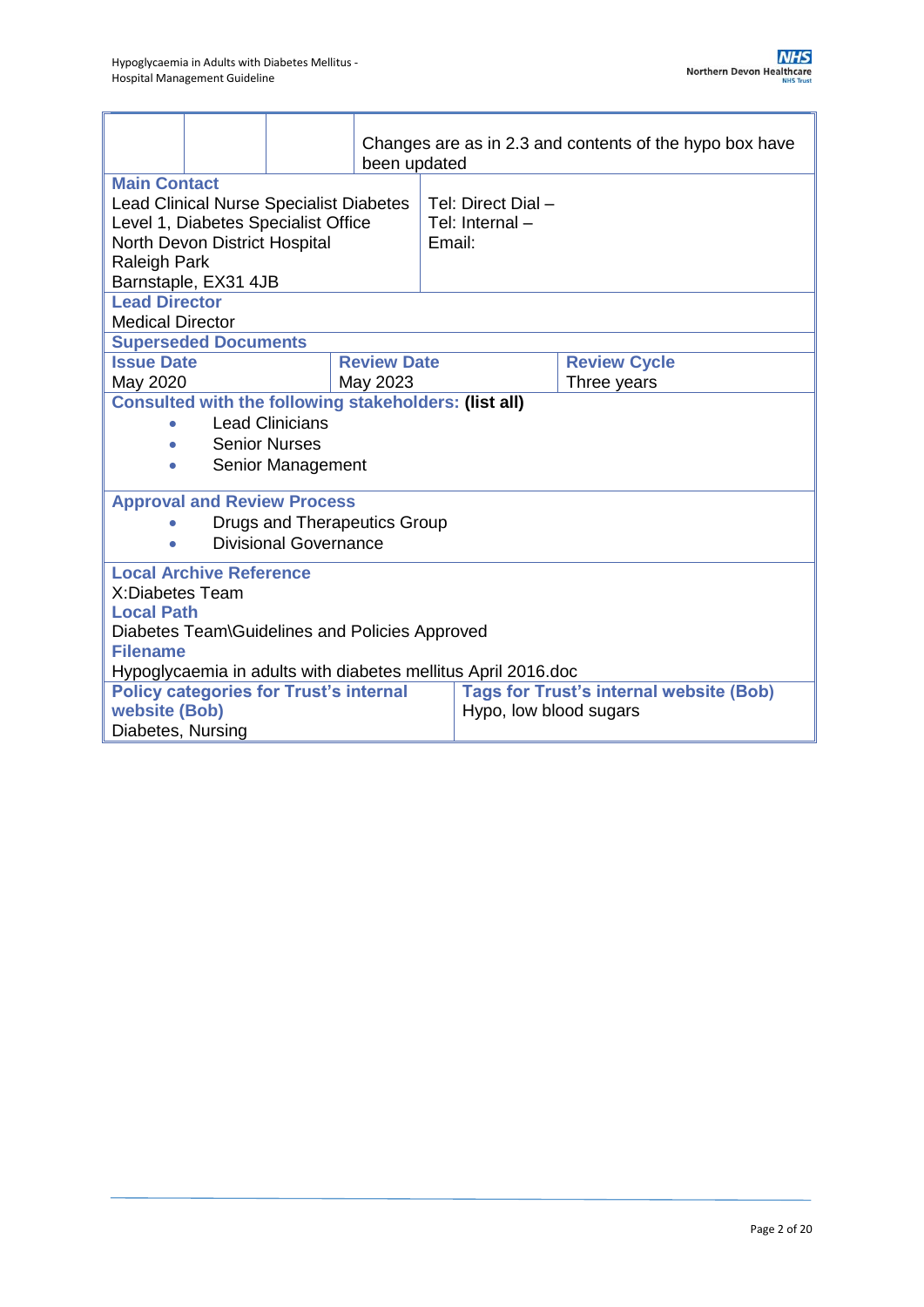| | | | Changes are as in 2.3 and contents of the hypo box have been updated |
|---|---|---|---|

**Main Contact**

| | |
|---|---|
| Lead Clinical Nurse Specialist Diabetes<br>Level 1, Diabetes Specialist Office<br>North Devon District Hospital<br>Raleigh Park<br>Barnstaple, EX31 4JB | Tel: Direct Dial –<br>Tel: Internal –<br>Email: |

**Lead Director**

Medical Director

**Superseded Documents**

| Issue Date | Review Date | Review Cycle |
|---|---|---|
| May 2020 | May 2023 | Three years |

**Consulted with the following stakeholders: (list all)**

- Lead Clinicians
- Senior Nurses
- Senior Management

**Approval and Review Process**

- Drugs and Therapeutics Group
- Divisional Governance

**Local Archive Reference**

X:Diabetes Team

**Local Path**

Diabetes Team\Guidelines and Policies Approved

**Filename**

Hypoglycaemia in adults with diabetes mellitus April 2016.doc

| Policy categories for Trust's internal website (Bob) | Tags for Trust's internal website (Bob) |
|---|---|
| Diabetes, Nursing | Hypo, low blood sugars |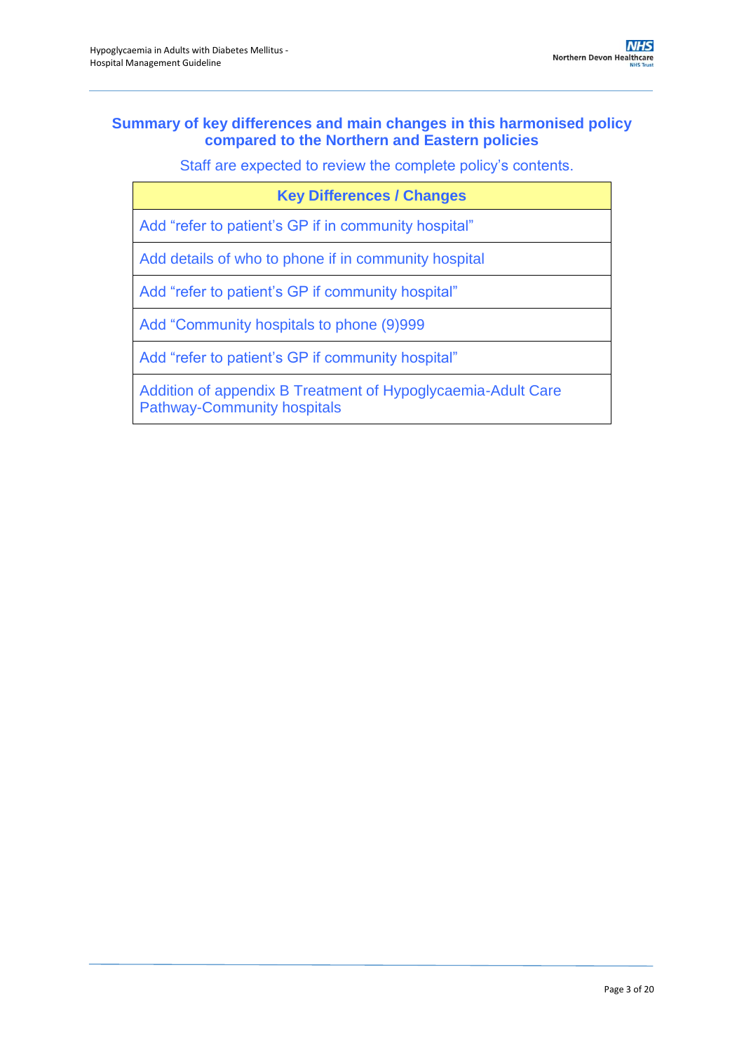## Summary of key differences and main changes in this harmonised policy compared to the Northern and Eastern policies

Staff are expected to review the complete policy's contents.

| Key Differences / Changes |
|---|
| Add "refer to patient's GP if in community hospital" |
| Add details of who to phone if in community hospital |
| Add "refer to patient's GP if community hospital" |
| Add "Community hospitals to phone (9)999 |
| Add "refer to patient's GP if community hospital" |
| Addition of appendix B Treatment of Hypoglycaemia-Adult Care Pathway-Community hospitals |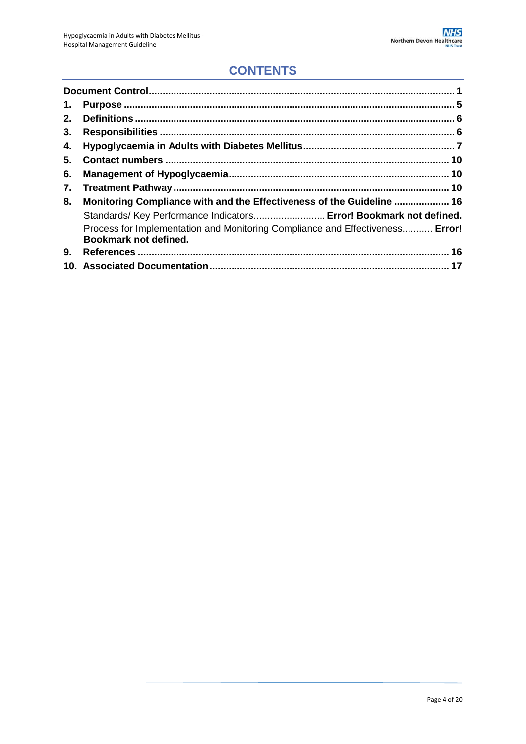# CONTENTS

**Document Control** ..... **1**

1. **Purpose** ..... **5**
2. **Definitions** ..... **6**
3. **Responsibilities** ..... **6**
4. **Hypoglycaemia in Adults with Diabetes Mellitus** ..... **7**
5. **Contact numbers** ..... **10**
6. **Management of Hypoglycaemia** ..... **10**
7. **Treatment Pathway** ..... **10**
8. **Monitoring Compliance with and the Effectiveness of the Guideline** ..... **16**
   - Standards/ Key Performance Indicators ..... **Error! Bookmark not defined.**
   - Process for Implementation and Monitoring Compliance and Effectiveness ..... **Error! Bookmark not defined.**
9. **References** ..... **16**
10. **Associated Documentation** ..... **17**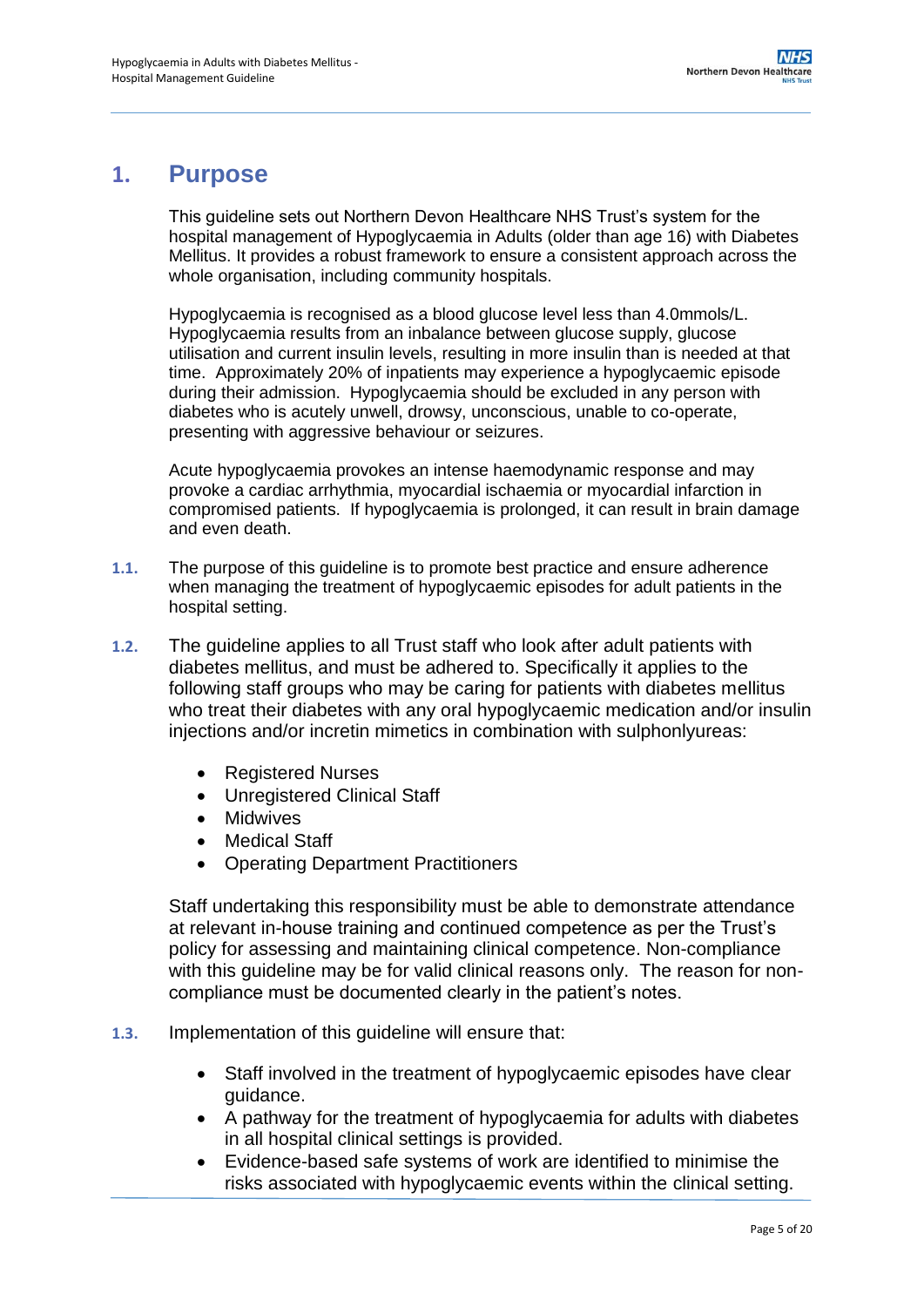## 1. Purpose

This guideline sets out Northern Devon Healthcare NHS Trust's system for the hospital management of Hypoglycaemia in Adults (older than age 16) with Diabetes Mellitus. It provides a robust framework to ensure a consistent approach across the whole organisation, including community hospitals.

Hypoglycaemia is recognised as a blood glucose level less than 4.0mmols/L. Hypoglycaemia results from an inbalance between glucose supply, glucose utilisation and current insulin levels, resulting in more insulin than is needed at that time. Approximately 20% of inpatients may experience a hypoglycaemic episode during their admission. Hypoglycaemia should be excluded in any person with diabetes who is acutely unwell, drowsy, unconscious, unable to co-operate, presenting with aggressive behaviour or seizures.

Acute hypoglycaemia provokes an intense haemodynamic response and may provoke a cardiac arrhythmia, myocardial ischaemia or myocardial infarction in compromised patients. If hypoglycaemia is prolonged, it can result in brain damage and even death.

**1.1.** The purpose of this guideline is to promote best practice and ensure adherence when managing the treatment of hypoglycaemic episodes for adult patients in the hospital setting.

**1.2.** The guideline applies to all Trust staff who look after adult patients with diabetes mellitus, and must be adhered to. Specifically it applies to the following staff groups who may be caring for patients with diabetes mellitus who treat their diabetes with oral hypoglycaemic medication and/or insulin injections and/or incretin mimetics in combination with sulphonlyureas:

- Registered Nurses
- Unregistered Clinical Staff
- Midwives
- Medical Staff
- Operating Department Practitioners

Staff undertaking this responsibility must be able to demonstrate attendance at relevant in-house training and continued competence as per the Trust's policy for assessing and maintaining clinical competence. Non-compliance with this guideline may be for valid clinical reasons only. The reason for non-compliance must be documented clearly in the patient's notes.

**1.3.** Implementation of this guideline will ensure that:

- Staff involved in the treatment of hypoglycaemic episodes have clear guidance.
- A pathway for the treatment of hypoglycaemia for adults with diabetes in all hospital clinical settings is provided.
- Evidence-based safe systems of work are identified to minimise the risks associated with hypoglycaemic events within the clinical setting.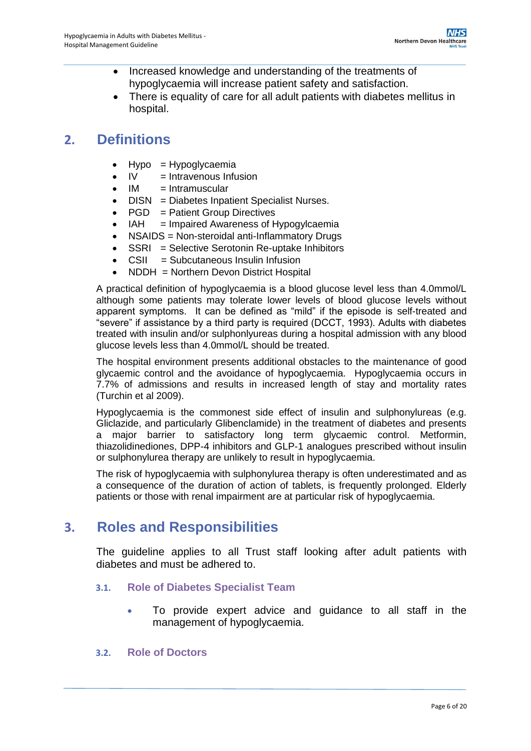- Increased knowledge and understanding of the treatments of hypoglycaemia will increase patient safety and satisfaction.
- There is equality of care for all adult patients with diabetes mellitus in hospital.

## 2. Definitions

- Hypo = Hypoglycaemia
- IV = Intravenous Infusion
- IM = Intramuscular
- DISN = Diabetes Inpatient Specialist Nurses.
- PGD = Patient Group Directives
- IAH = Impaired Awareness of Hypogylcaemia
- NSAIDS = Non-steroidal anti-Inflammatory Drugs
- SSRI = Selective Serotonin Re-uptake Inhibitors
- CSII = Subcutaneous Insulin Infusion
- NDDH = Northern Devon District Hospital

A practical definition of hypoglycaemia is a blood glucose level less than 4.0mmol/L although some patients may tolerate lower levels of blood glucose levels without apparent symptoms. It can be defined as "mild" if the episode is self-treated and "severe" if assistance by a third party is required (DCCT, 1993). Adults with diabetes treated with insulin and/or sulphonlyureas during a hospital admission with any blood glucose levels less than 4.0mmol/L should be treated.

The hospital environment presents additional obstacles to the maintenance of good glycaemic control and the avoidance of hypoglycaemia. Hypoglycaemia occurs in 7.7% of admissions and results in increased length of stay and mortality rates (Turchin et al 2009).

Hypoglycaemia is the commonest side effect of insulin and sulphonylureas (e.g. Gliclazide, and particularly Glibenclamide) in the treatment of diabetes and presents a major barrier to satisfactory long term glycaemic control. Metformin, thiazolidinediones, DPP-4 inhibitors and GLP-1 analogues prescribed without insulin or sulphonylurea therapy are unlikely to result in hypoglycaemia.

The risk of hypoglycaemia with sulphonylurea therapy is often underestimated and as a consequence of the duration of action of tablets, is frequently prolonged. Elderly patients or those with renal impairment are at particular risk of hypoglycaemia.

## 3. Roles and Responsibilities

The guideline applies to all Trust staff looking after adult patients with diabetes and must be adhered to.

### 3.1. Role of Diabetes Specialist Team

- To provide expert advice and guidance to all staff in the management of hypoglycaemia.

### 3.2. Role of Doctors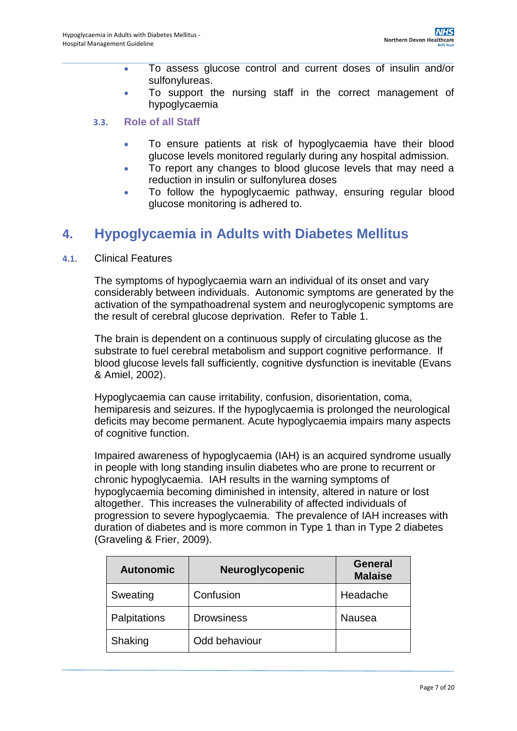- To assess glucose control and current doses of insulin and/or sulfonylureas.
- To support the nursing staff in the correct management of hypoglycaemia

### 3.3. Role of all Staff

- To ensure patients at risk of hypoglycaemia have their blood glucose levels monitored regularly during any hospital admission.
- To report any changes to blood glucose levels that may need a reduction in insulin or sulfonylurea doses
- To follow the hypoglycaemic pathway, ensuring regular blood glucose monitoring is adhered to.

## 4. Hypoglycaemia in Adults with Diabetes Mellitus

### 4.1. Clinical Features

The symptoms of hypoglycaemia warn an individual of its onset and vary considerably between individuals. Autonomic symptoms are generated by the activation of the sympathoadrenal system and neuroglycopenic symptoms are the result of cerebral glucose deprivation. Refer to Table 1.

The brain is dependent on a continuous supply of circulating glucose as the substrate to fuel cerebral metabolism and support cognitive performance. If blood glucose levels fall sufficiently, cognitive dysfunction is inevitable (Evans & Amiel, 2002).

Hypoglycaemia can cause irritability, confusion, disorientation, coma, hemiparesis and seizures. If the hypoglycaemia is prolonged the neurological deficits may become permanent. Acute hypoglycaemia impairs many aspects of cognitive function.

Impaired awareness of hypoglycaemia (IAH) is an acquired syndrome usually in people with long standing insulin diabetes who are prone to recurrent or chronic hypoglycaemia. IAH results in the warning symptoms of hypoglycaemia becoming diminished in intensity, altered in nature or lost altogether. This increases the vulnerability of affected individuals of progression to severe hypoglycaemia. The prevalence of IAH increases with duration of diabetes and is more common in Type 1 than in Type 2 diabetes (Graveling & Frier, 2009).

| Autonomic | Neuroglycopenic | General Malaise |
|---|---|---|
| Sweating | Confusion | Headache |
| Palpitations | Drowsiness | Nausea |
| Shaking | Odd behaviour | |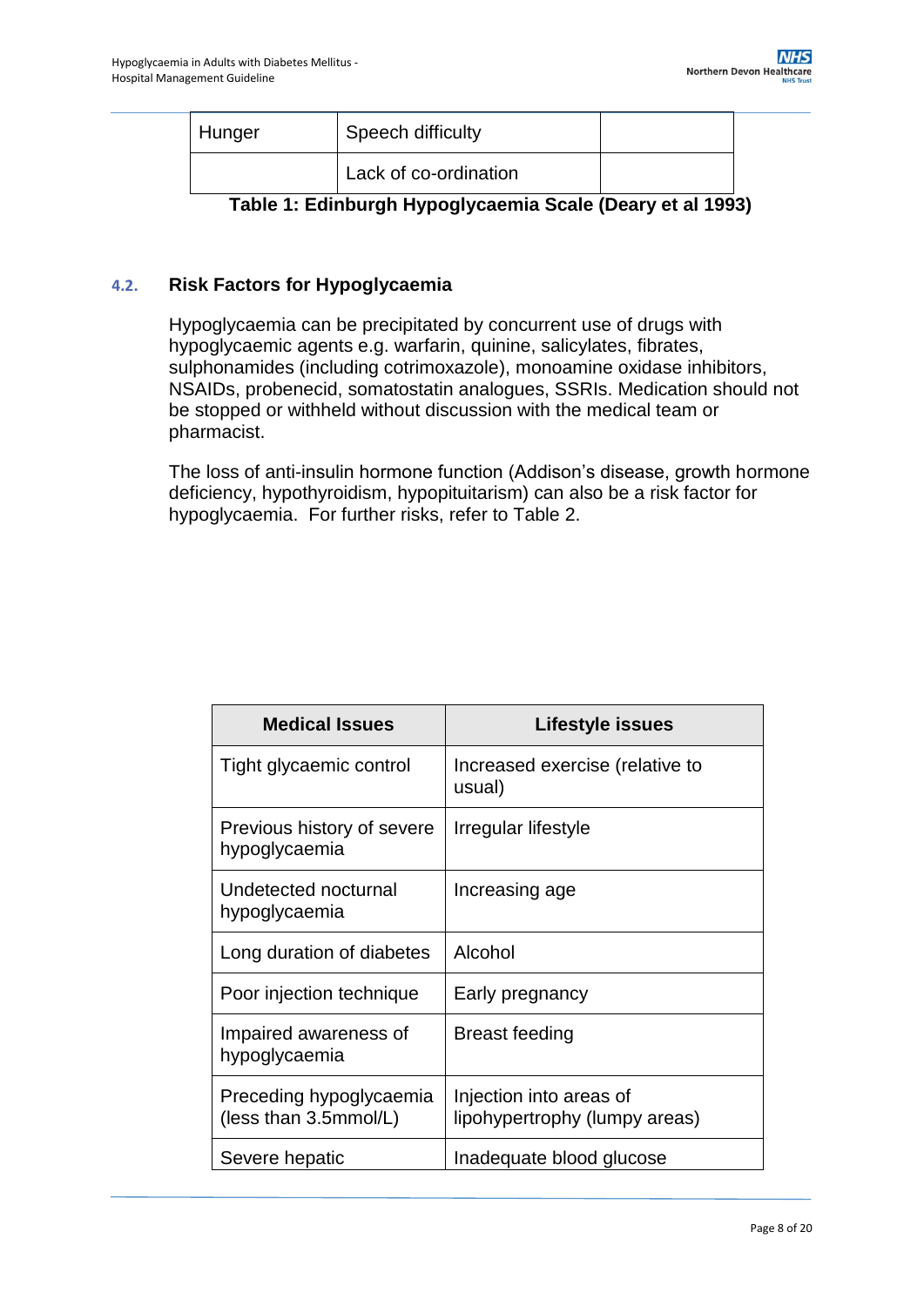| Hunger | Speech difficulty | |
|---|---|---|
| | Lack of co-ordination | |

**Table 1: Edinburgh Hypoglycaemia Scale (Deary et al 1993)**

### 4.2. Risk Factors for Hypoglycaemia

Hypoglycaemia can be precipitated by concurrent use of drugs with hypoglycaemic agents e.g. warfarin, quinine, salicylates, fibrates, sulphonamides (including cotrimoxazole), monoamine oxidase inhibitors, NSAIDs, probenecid, somatostatin analogues, SSRIs. Medication should not be stopped or withheld without discussion with the medical team or pharmacist.

The loss of anti-insulin hormone function (Addison's disease, growth hormone deficiency, hypothyroidism, hypopituitarism) can also be a risk factor for hypoglycaemia. For further risks, refer to Table 2.

| Medical Issues | Lifestyle issues |
|---|---|
| Tight glycaemic control | Increased exercise (relative to usual) |
| Previous history of severe hypoglycaemia | Irregular lifestyle |
| Undetected nocturnal hypoglycaemia | Increasing age |
| Long duration of diabetes | Alcohol |
| Poor injection technique | Early pregnancy |
| Impaired awareness of hypoglycaemia | Breast feeding |
| Preceding hypoglycaemia (less than 3.5mmol/L) | Injection into areas of lipohypertrophy (lumpy areas) |
| Severe hepatic | Inadequate blood glucose |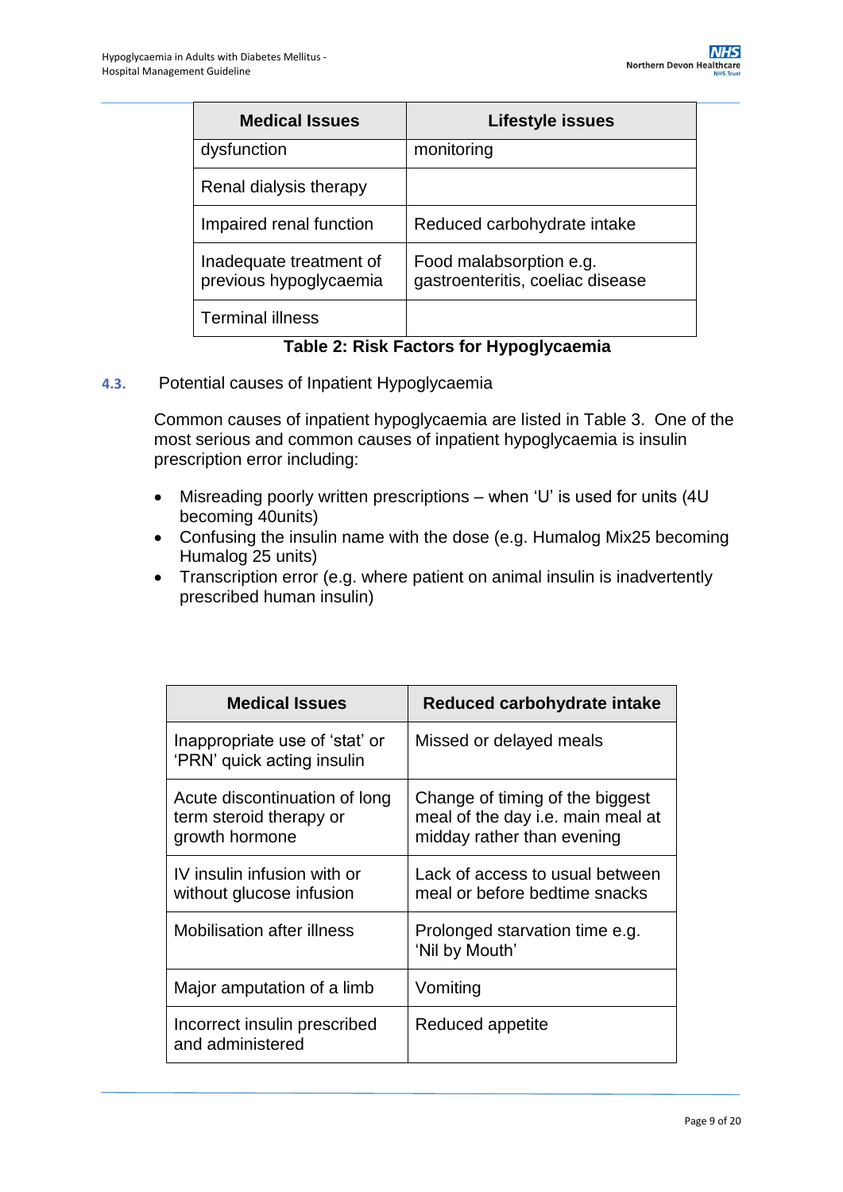| Medical Issues | Lifestyle issues |
| --- | --- |
| dysfunction | monitoring |
| Renal dialysis therapy | |
| Impaired renal function | Reduced carbohydrate intake |
| Inadequate treatment of previous hypoglycaemia | Food malabsorption e.g. gastroenteritis, coeliac disease |
| Terminal illness | |

**Table 2: Risk Factors for Hypoglycaemia**

4.3. Potential causes of Inpatient Hypoglycaemia

Common causes of inpatient hypoglycaemia are listed in Table 3. One of the most serious and common causes of inpatient hypoglycaemia is insulin prescription error including:

- Misreading poorly written prescriptions – when 'U' is used for units (4U becoming 40units)
- Confusing the insulin name with the dose (e.g. Humalog Mix25 becoming Humalog 25 units)
- Transcription error (e.g. where patient on animal insulin is inadvertently prescribed human insulin)

| Medical Issues | Reduced carbohydrate intake |
| --- | --- |
| Inappropriate use of 'stat' or 'PRN' quick acting insulin | Missed or delayed meals |
| Acute discontinuation of long term steroid therapy or growth hormone | Change of timing of the biggest meal of the day i.e. main meal at midday rather than evening |
| IV insulin infusion with or without glucose infusion | Lack of access to usual between meal or before bedtime snacks |
| Mobilisation after illness | Prolonged starvation time e.g. 'Nil by Mouth' |
| Major amputation of a limb | Vomiting |
| Incorrect insulin prescribed and administered | Reduced appetite |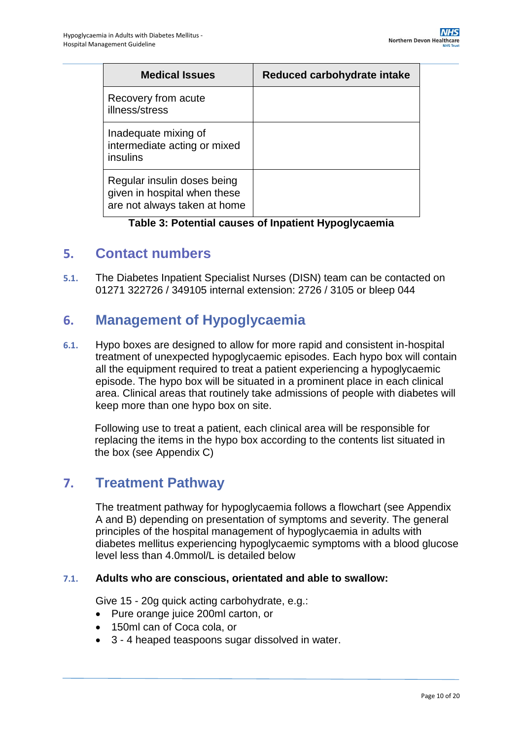| Medical Issues | Reduced carbohydrate intake |
|---|---|
| Recovery from acute illness/stress | |
| Inadequate mixing of intermediate acting or mixed insulins | |
| Regular insulin doses being given in hospital when these are not always taken at home | |

**Table 3: Potential causes of Inpatient Hypoglycaemia**

## 5. Contact numbers

**5.1.** The Diabetes Inpatient Specialist Nurses (DISN) team can be contacted on 01271 322726 / 349105 internal extension: 2726 / 3105 or bleep 044

## 6. Management of Hypoglycaemia

**6.1.** Hypo boxes are designed to allow for more rapid and consistent in-hospital treatment of unexpected hypoglycaemic episodes. Each hypo box will contain all the equipment required to treat a patient experiencing a hypoglycaemic episode. The hypo box will be situated in a prominent place in each clinical area. Clinical areas that routinely take admissions of people with diabetes will keep more than one hypo box on site.

Following use to treat a patient, each clinical area will be responsible for replacing the items in the hypo box according to the contents list situated in the box (see Appendix C)

## 7. Treatment Pathway

The treatment pathway for hypoglycaemia follows a flowchart (see Appendix A and B) depending on presentation of symptoms and severity. The general principles of the hospital management of hypoglycaemia in adults with diabetes mellitus experiencing hypoglycaemic symptoms with a blood glucose level less than 4.0mmol/L is detailed below

### 7.1. Adults who are conscious, orientated and able to swallow:

Give 15 - 20g quick acting carbohydrate, e.g.:

- Pure orange juice 200ml carton, or
- 150ml can of Coca cola, or
- 3 - 4 heaped teaspoons sugar dissolved in water.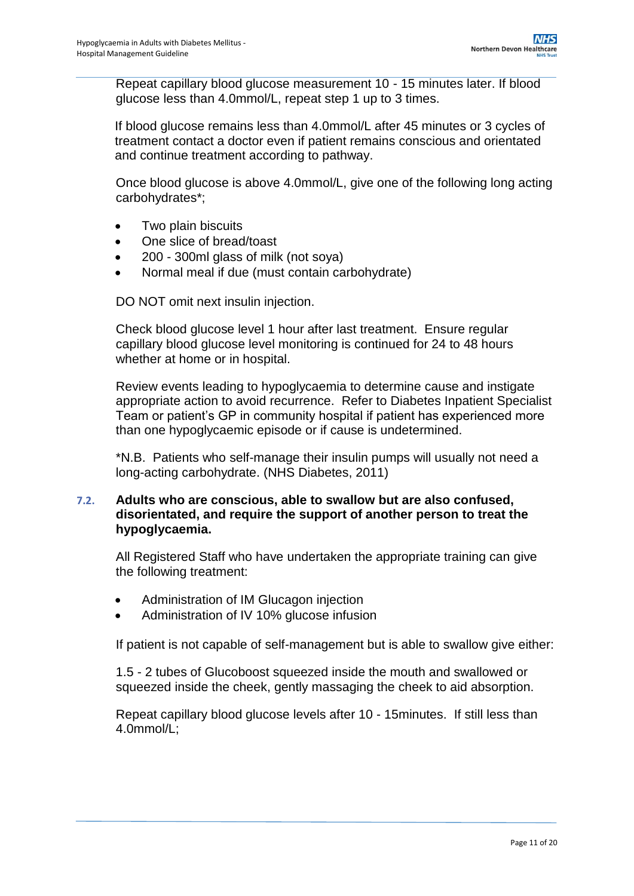Repeat capillary blood glucose measurement 10 - 15 minutes later. If blood glucose less than 4.0mmol/L, repeat step 1 up to 3 times.

If blood glucose remains less than 4.0mmol/L after 45 minutes or 3 cycles of treatment contact a doctor even if patient remains conscious and orientated and continue treatment according to pathway.

Once blood glucose is above 4.0mmol/L, give one of the following long acting carbohydrates*;

- Two plain biscuits
- One slice of bread/toast
- 200 - 300ml glass of milk (not soya)
- Normal meal if due (must contain carbohydrate)

DO NOT omit next insulin injection.

Check blood glucose level 1 hour after last treatment. Ensure regular capillary blood glucose level monitoring is continued for 24 to 48 hours whether at home or in hospital.

Review events leading to hypoglycaemia to determine cause and instigate appropriate action to avoid recurrence. Refer to Diabetes Inpatient Specialist Team or patient's GP in community hospital if patient has experienced more than one hypoglycaemic episode or if cause is undetermined.

*N.B. Patients who self-manage their insulin pumps will usually not need a long-acting carbohydrate. (NHS Diabetes, 2011)

### 7.2. Adults who are conscious, able to swallow but are also confused, disorientated, and require the support of another person to treat the hypoglycaemia.

All Registered Staff who have undertaken the appropriate training can give the following treatment:

- Administration of IM Glucagon injection
- Administration of IV 10% glucose infusion

If patient is not capable of self-management but is able to swallow give either:

1.5 - 2 tubes of Glucoboost squeezed inside the mouth and swallowed or squeezed inside the cheek, gently massaging the cheek to aid absorption.

Repeat capillary blood glucose levels after 10 - 15minutes. If still less than 4.0mmol/L;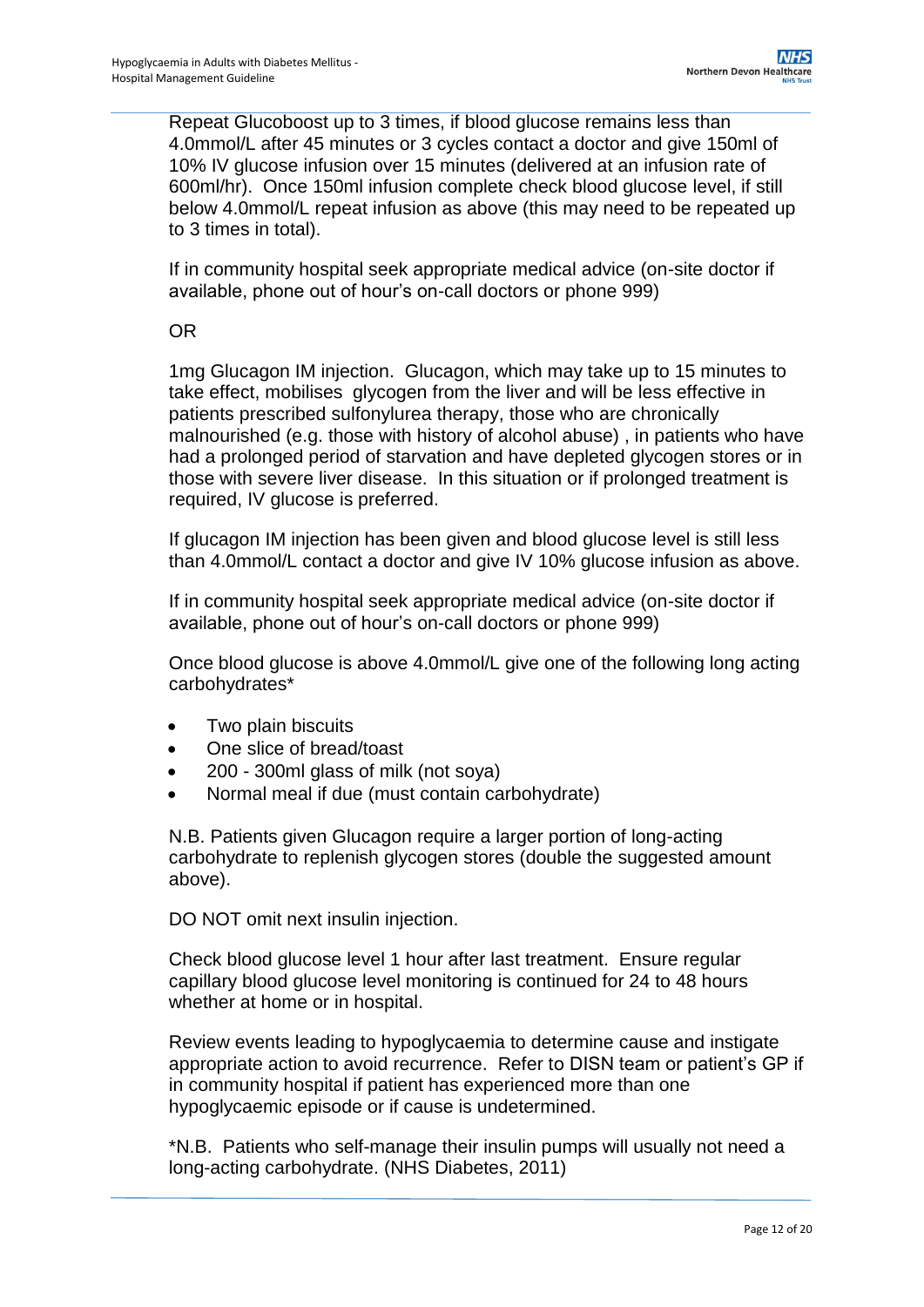Repeat Glucoboost up to 3 times, if blood glucose remains less than 4.0mmol/L after 45 minutes or 3 cycles contact a doctor and give 150ml of 10% IV glucose infusion over 15 minutes (delivered at an infusion rate of 600ml/hr). Once 150ml infusion complete check blood glucose level, if still below 4.0mmol/L repeat infusion as above (this may need to be repeated up to 3 times in total).

If in community hospital seek appropriate medical advice (on-site doctor if available, phone out of hour's on-call doctors or phone 999)

OR

1mg Glucagon IM injection. Glucagon, which may take up to 15 minutes to take effect, mobilises glycogen from the liver and will be less effective in patients prescribed sulfonylurea therapy, those who are chronically malnourished (e.g. those with history of alcohol abuse) , in patients who have had a prolonged period of starvation and have depleted glycogen stores or in those with severe liver disease. In this situation or if prolonged treatment is required, IV glucose is preferred.

If glucagon IM injection has been given and blood glucose level is still less than 4.0mmol/L contact a doctor and give IV 10% glucose infusion as above.

If in community hospital seek appropriate medical advice (on-site doctor if available, phone out of hour's on-call doctors or phone 999)

Once blood glucose is above 4.0mmol/L give one of the following long acting carbohydrates*

- Two plain biscuits
- One slice of bread/toast
- 200 - 300ml glass of milk (not soya)
- Normal meal if due (must contain carbohydrate)

N.B. Patients given Glucagon require a larger portion of long-acting carbohydrate to replenish glycogen stores (double the suggested amount above).

DO NOT omit next insulin injection.

Check blood glucose level 1 hour after last treatment. Ensure regular capillary blood glucose level monitoring is continued for 24 to 48 hours whether at home or in hospital.

Review events leading to hypoglycaemia to determine cause and instigate appropriate action to avoid recurrence. Refer to DISN team or patient's GP if in community hospital if patient has experienced more than one hypoglycaemic episode or if cause is undetermined.

*N.B. Patients who self-manage their insulin pumps will usually not need a long-acting carbohydrate. (NHS Diabetes, 2011)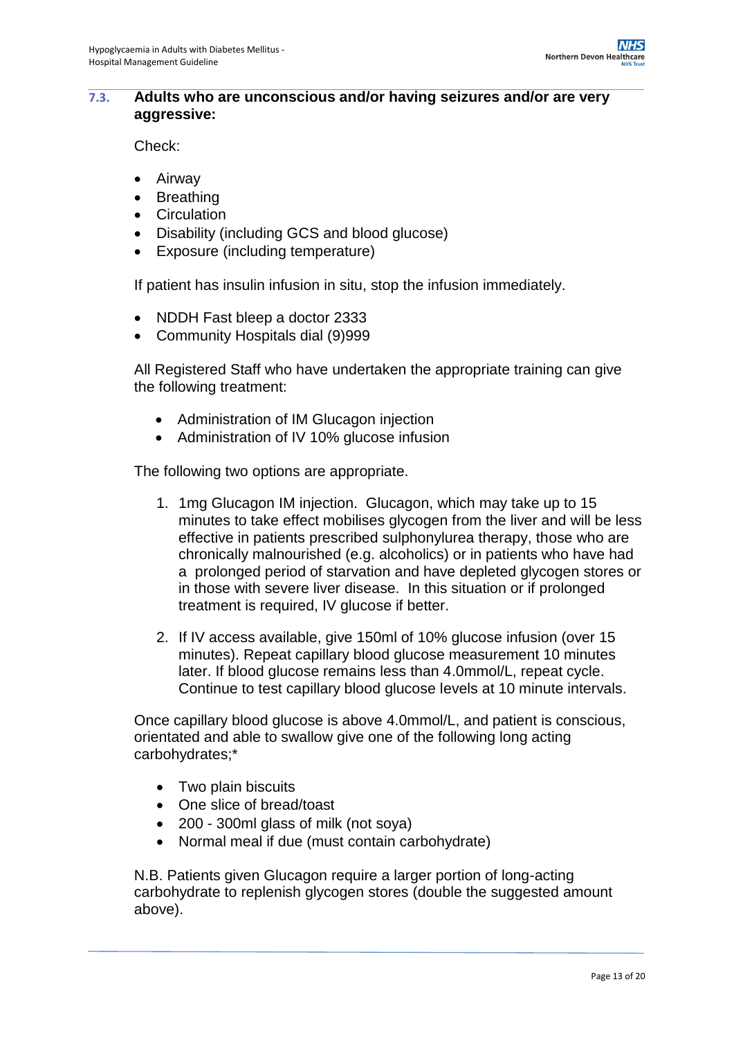### 7.3. Adults who are unconscious and/or having seizures and/or are very aggressive:

Check:

- Airway
- Breathing
- Circulation
- Disability (including GCS and blood glucose)
- Exposure (including temperature)

If patient has insulin infusion in situ, stop the infusion immediately.

- NDDH Fast bleep a doctor 2333
- Community Hospitals dial (9)999

All Registered Staff who have undertaken the appropriate training can give the following treatment:

- Administration of IM Glucagon injection
- Administration of IV 10% glucose infusion

The following two options are appropriate.

1. 1mg Glucagon IM injection. Glucagon, which may take up to 15 minutes to take effect mobilises glycogen from the liver and will be less effective in patients prescribed sulphonylurea therapy, those who are chronically malnourished (e.g. alcoholics) or in patients who have had a prolonged period of starvation and have depleted glycogen stores or in those with severe liver disease. In this situation or if prolonged treatment is required, IV glucose if better.

2. If IV access available, give 150ml of 10% glucose infusion (over 15 minutes). Repeat capillary blood glucose measurement 10 minutes later. If blood glucose remains less than 4.0mmol/L, repeat cycle. Continue to test capillary blood glucose levels at 10 minute intervals.

Once capillary blood glucose is above 4.0mmol/L, and patient is conscious, orientated and able to swallow give one of the following long acting carbohydrates;*

- Two plain biscuits
- One slice of bread/toast
- 200 - 300ml glass of milk (not soya)
- Normal meal if due (must contain carbohydrate)

N.B. Patients given Glucagon require a larger portion of long-acting carbohydrate to replenish glycogen stores (double the suggested amount above).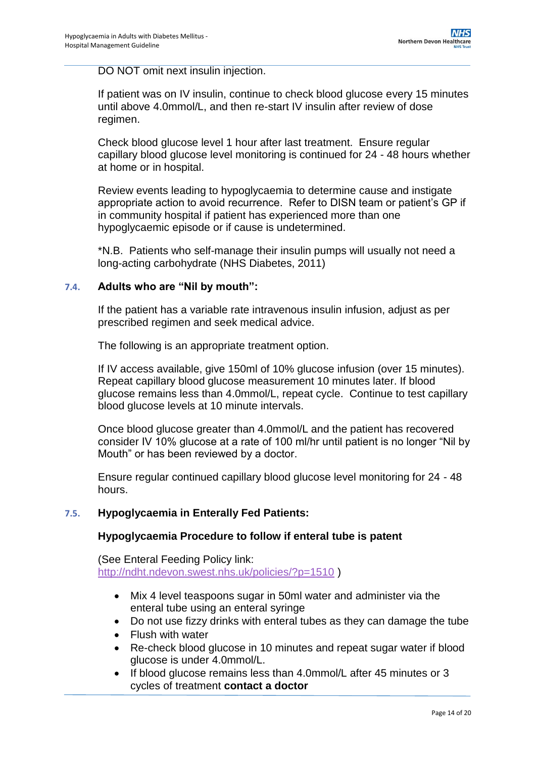DO NOT omit next insulin injection.

If patient was on IV insulin, continue to check blood glucose every 15 minutes until above 4.0mmol/L, and then re-start IV insulin after review of dose regimen.

Check blood glucose level 1 hour after last treatment. Ensure regular capillary blood glucose level monitoring is continued for 24 - 48 hours whether at home or in hospital.

Review events leading to hypoglycaemia to determine cause and instigate appropriate action to avoid recurrence. Refer to DISN team or patient's GP if in community hospital if patient has experienced more than one hypoglycaemic episode or if cause is undetermined.

*N.B. Patients who self-manage their insulin pumps will usually not need a long-acting carbohydrate (NHS Diabetes, 2011)

### 7.4. Adults who are "Nil by mouth":

If the patient has a variable rate intravenous insulin infusion, adjust as per prescribed regimen and seek medical advice.

The following is an appropriate treatment option.

If IV access available, give 150ml of 10% glucose infusion (over 15 minutes). Repeat capillary blood glucose measurement 10 minutes later. If blood glucose remains less than 4.0mmol/L, repeat cycle. Continue to test capillary blood glucose levels at 10 minute intervals.

Once blood glucose greater than 4.0mmol/L and the patient has recovered consider IV 10% glucose at a rate of 100 ml/hr until patient is no longer "Nil by Mouth" or has been reviewed by a doctor.

Ensure regular continued capillary blood glucose level monitoring for 24 - 48 hours.

### 7.5. Hypoglycaemia in Enterally Fed Patients:

**Hypoglycaemia Procedure to follow if enteral tube is patent**

(See Enteral Feeding Policy link: http://ndht.ndevon.swest.nhs.uk/policies/?p=1510 )

- Mix 4 level teaspoons sugar in 50ml water and administer via the enteral tube using an enteral syringe
- Do not use fizzy drinks with enteral tubes as they can damage the tube
- Flush with water
- Re-check blood glucose in 10 minutes and repeat sugar water if blood glucose is under 4.0mmol/L.
- If blood glucose remains less than 4.0mmol/L after 45 minutes or 3 cycles of treatment **contact a doctor**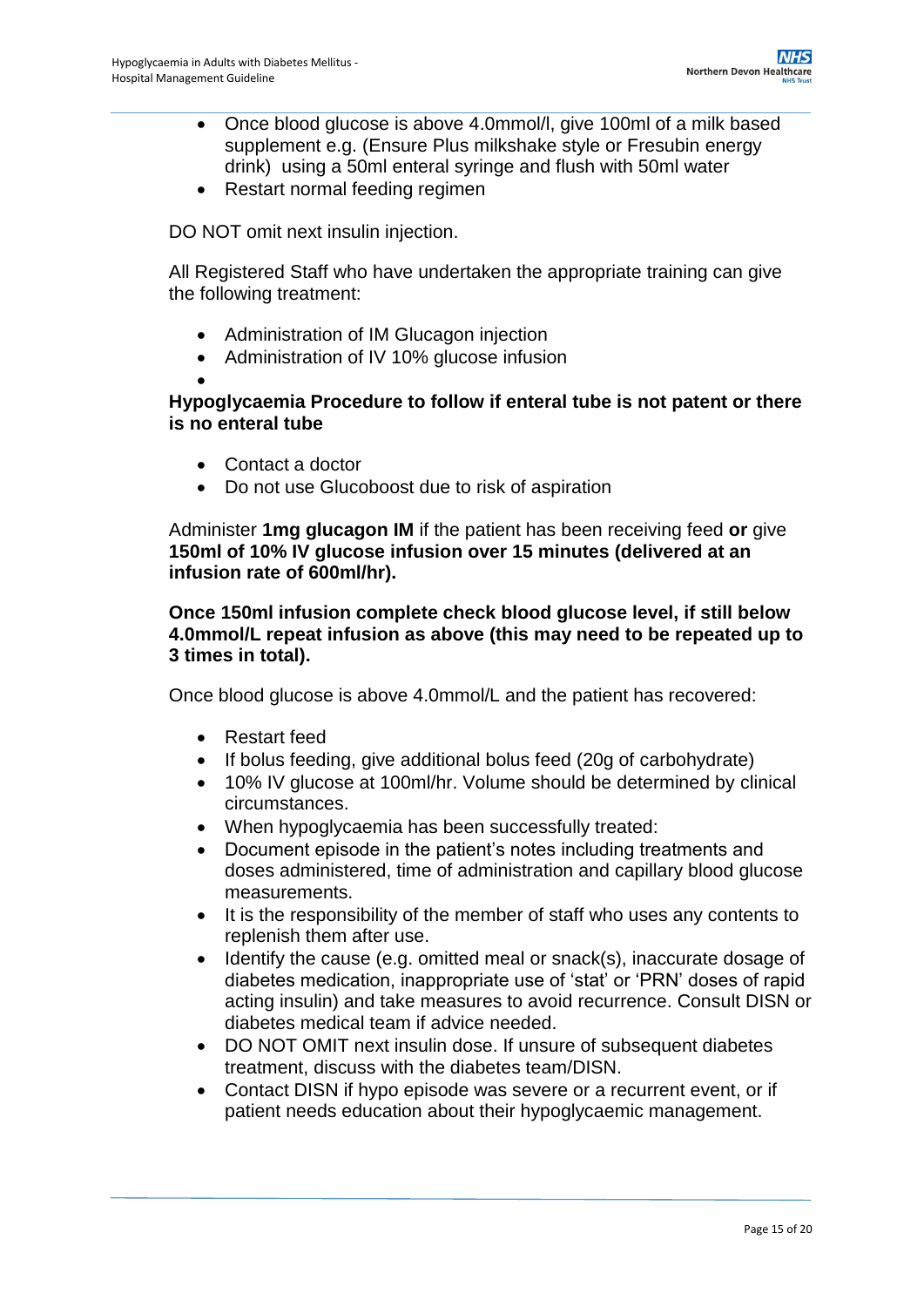- Once blood glucose is above 4.0mmol/l, give 100ml of a milk based supplement e.g. (Ensure Plus milkshake style or Fresubin energy drink) using a 50ml enteral syringe and flush with 50ml water
- Restart normal feeding regimen

DO NOT omit next insulin injection.

All Registered Staff who have undertaken the appropriate training can give the following treatment:

- Administration of IM Glucagon injection
- Administration of IV 10% glucose infusion

**Hypoglycaemia Procedure to follow if enteral tube is not patent or there is no enteral tube**

- Contact a doctor
- Do not use Glucoboost due to risk of aspiration

Administer **1mg glucagon IM** if the patient has been receiving feed **or** give **150ml of 10% IV glucose infusion over 15 minutes (delivered at an infusion rate of 600ml/hr).**

**Once 150ml infusion complete check blood glucose level, if still below 4.0mmol/L repeat infusion as above (this may need to be repeated up to 3 times in total).**

Once blood glucose is above 4.0mmol/L and the patient has recovered:

- Restart feed
- If bolus feeding, give additional bolus feed (20g of carbohydrate)
- 10% IV glucose at 100ml/hr. Volume should be determined by clinical circumstances.
- When hypoglycaemia has been successfully treated:
- Document episode in the patient's notes including treatments and doses administered, time of administration and capillary blood glucose measurements.
- It is the responsibility of the member of staff who uses any contents to replenish them after use.
- Identify the cause (e.g. omitted meal or snack(s), inaccurate dosage of diabetes medication, inappropriate use of 'stat' or 'PRN' doses of rapid acting insulin) and take measures to avoid recurrence. Consult DISN or diabetes medical team if advice needed.
- DO NOT OMIT next insulin dose. If unsure of subsequent diabetes treatment, discuss with the diabetes team/DISN.
- Contact DISN if hypo episode was severe or a recurrent event, or if patient needs education about their hypoglycaemic management.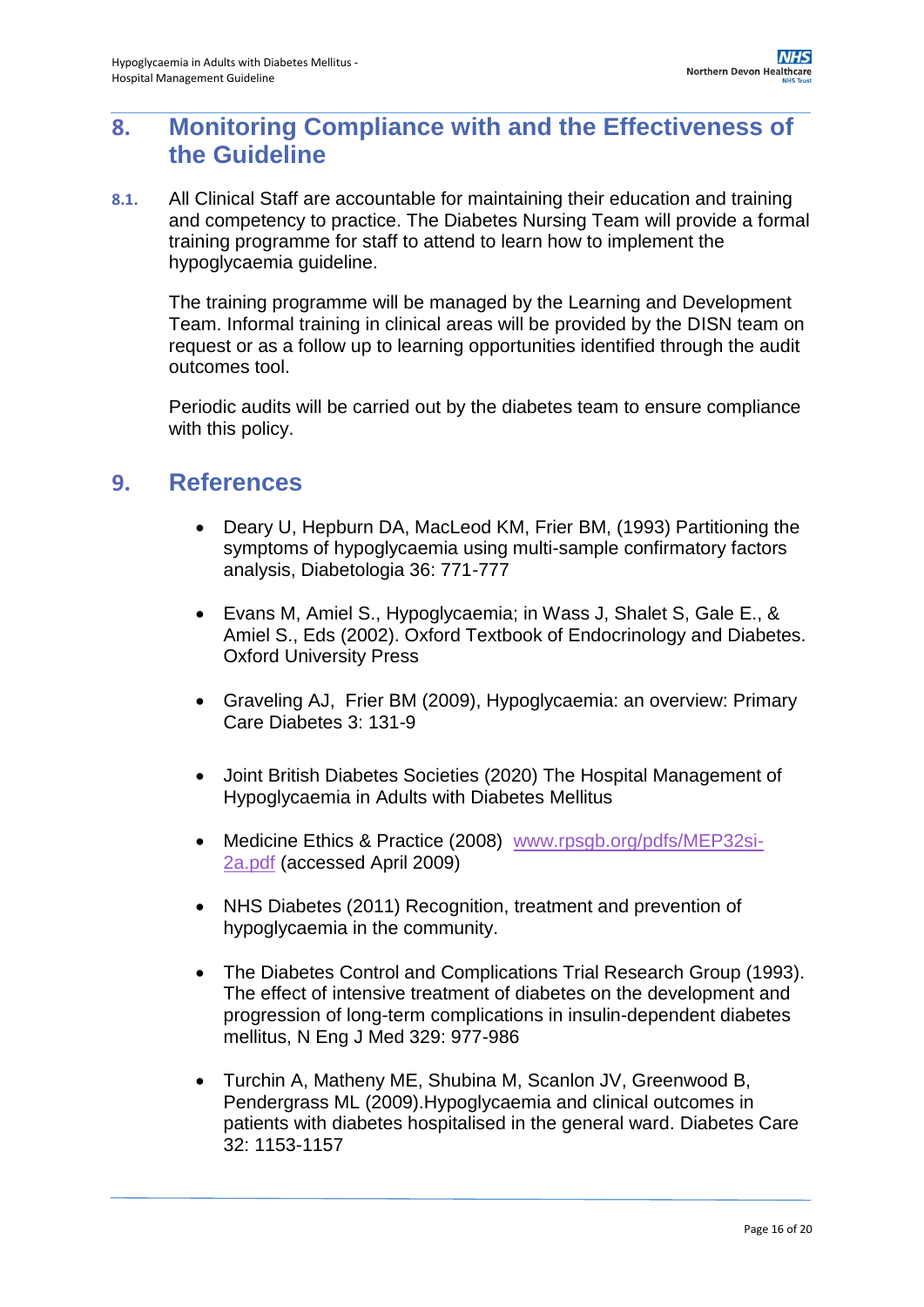## 8. Monitoring Compliance with and the Effectiveness of the Guideline

**8.1.** All Clinical Staff are accountable for maintaining their education and training and competency to practice. The Diabetes Nursing Team will provide a formal training programme for staff to attend to learn how to implement the hypoglycaemia guideline.

The training programme will be managed by the Learning and Development Team. Informal training in clinical areas will be provided by the DISN team on request or as a follow up to learning opportunities identified through the audit outcomes tool.

Periodic audits will be carried out by the diabetes team to ensure compliance with this policy.

## 9. References

- Deary U, Hepburn DA, MacLeod KM, Frier BM, (1993) Partitioning the symptoms of hypoglycaemia using multi-sample confirmatory factors analysis, Diabetologia 36: 771-777
- Evans M, Amiel S., Hypoglycaemia; in Wass J, Shalet S, Gale E., & Amiel S., Eds (2002). Oxford Textbook of Endocrinology and Diabetes. Oxford University Press
- Graveling AJ, Frier BM (2009), Hypoglycaemia: an overview: Primary Care Diabetes 3: 131-9
- Joint British Diabetes Societies (2020) The Hospital Management of Hypoglycaemia in Adults with Diabetes Mellitus
- Medicine Ethics & Practice (2008) [www.rpsgb.org/pdfs/MEP32si-2a.pdf](www.rpsgb.org/pdfs/MEP32si-2a.pdf) (accessed April 2009)
- NHS Diabetes (2011) Recognition, treatment and prevention of hypoglycaemia in the community.
- The Diabetes Control and Complications Trial Research Group (1993). The effect of intensive treatment of diabetes on the development and progression of long-term complications in insulin-dependent diabetes mellitus, N Eng J Med 329: 977-986
- Turchin A, Matheny ME, Shubina M, Scanlon JV, Greenwood B, Pendergrass ML (2009).Hypoglycaemia and clinical outcomes in patients with diabetes hospitalised in the general ward. Diabetes Care 32: 1153-1157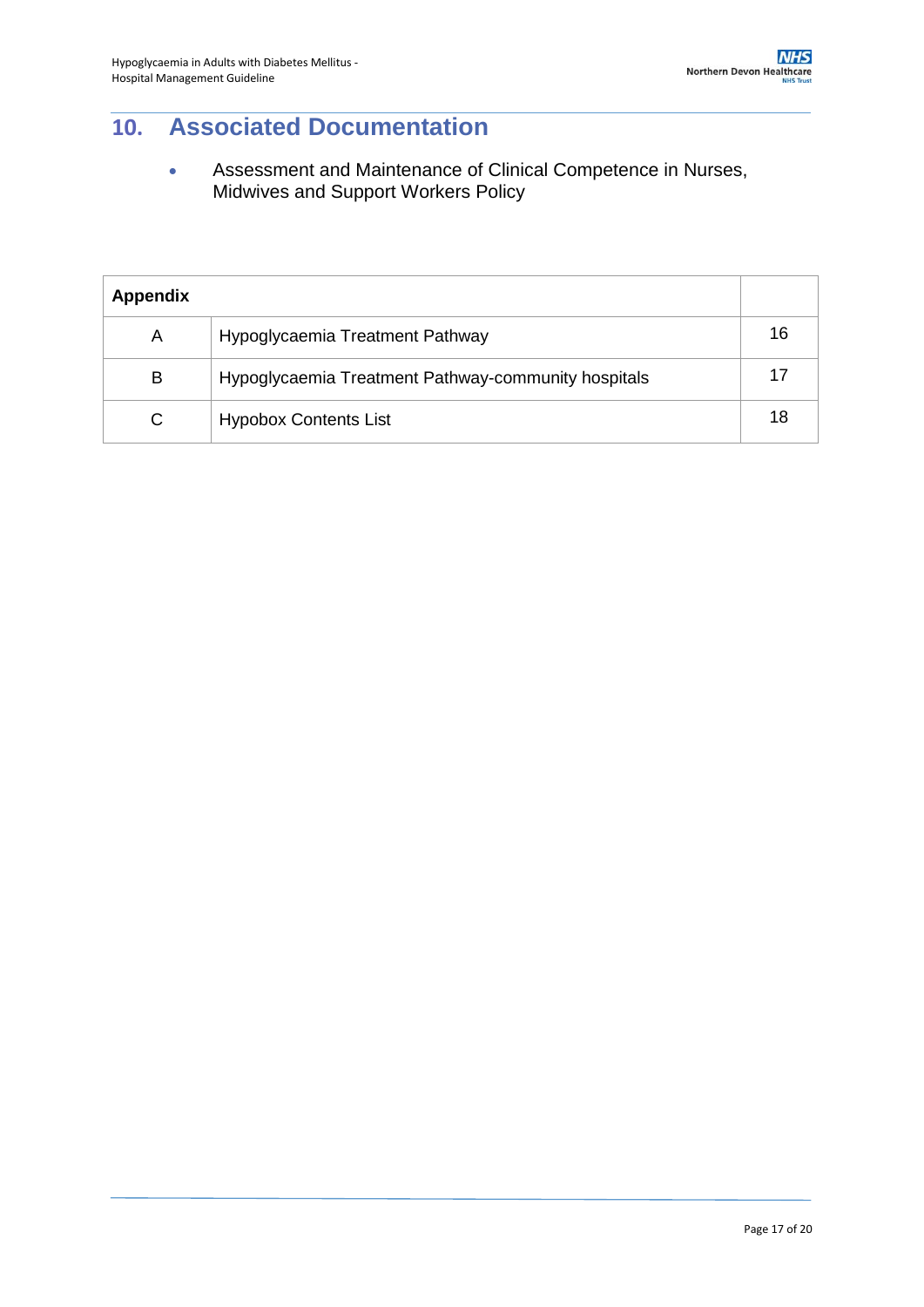## 10. Associated Documentation

- Assessment and Maintenance of Clinical Competence in Nurses, Midwives and Support Workers Policy

| Appendix | | |
|---|---|---|
| A | Hypoglycaemia Treatment Pathway | 16 |
| B | Hypoglycaemia Treatment Pathway-community hospitals | 17 |
| C | Hypobox Contents List | 18 |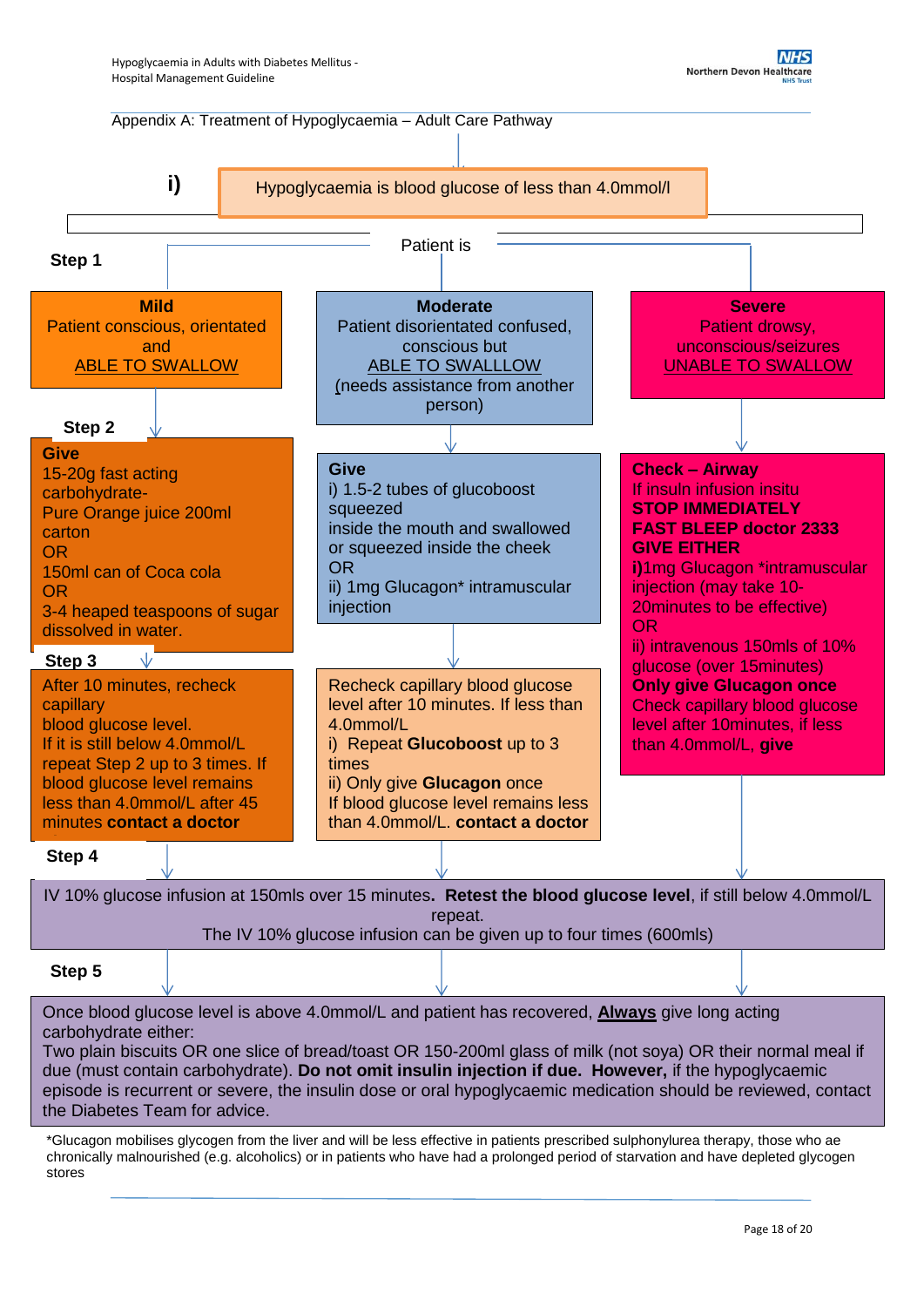Appendix A: Treatment of Hypoglycaemia – Adult Care Pathway

**i)** Hypoglycaemia is blood glucose of less than 4.0mmol/l

Patient is

**Step 1**

| **Mild** | **Moderate** | **Severe** |
|---|---|---|
| Patient conscious, orientated and <u>ABLE TO SWALLOW</u> | Patient disorientated confused, conscious but <u>ABLE TO SWALLLOW</u> (needs assistance from another person) | Patient drowsy, unconscious/seizures <u>UNABLE TO SWALLOW</u> |

**Step 2**

| Mild | Moderate | Severe |
|---|---|---|
| **Give** 15-20g fast acting carbohydrate- Pure Orange juice 200ml carton OR 150ml can of Coca cola OR 3-4 heaped teaspoons of sugar dissolved in water. | **Give** i) 1.5-2 tubes of glucoboost squeezed inside the mouth and swallowed or squeezed inside the cheek OR ii) 1mg Glucagon* intramuscular injection | **Check – Airway** If insuln infusion insitu **STOP IMMEDIATELY** **FAST BLEEP doctor 2333** **GIVE EITHER** **i)**1mg Glucagon *intramuscular injection (may take 10-20minutes to be effective) OR ii) intravenous 150mls of 10% glucose (over 15minutes) **Only give Glucagon once** Check capillary blood glucose level after 10minutes, if less than 4.0mmol/L, **give** |

**Step 3**

| Mild | Moderate |
|---|---|
| After 10 minutes, recheck capillary blood glucose level. If it is still below 4.0mmol/L repeat Step 2 up to 3 times. If blood glucose level remains less than 4.0mmol/L after 45 minutes **contact a doctor** | Recheck capillary blood glucose level after 10 minutes. If less than 4.0mmol/L i) Repeat **Glucoboost** up to 3 times ii) Only give **Glucagon** once If blood glucose level remains less than 4.0mmol/L. **contact a doctor** |

**Step 4**

IV 10% glucose infusion at 150mls over 15 minutes**. Retest the blood glucose level**, if still below 4.0mmol/L repeat.
The IV 10% glucose infusion can be given up to four times (600mls)

**Step 5**

Once blood glucose level is above 4.0mmol/L and patient has recovered, **<u>Always</u>** give long acting carbohydrate either:
Two plain biscuits OR one slice of bread/toast OR 150-200ml glass of milk (not soya) OR their normal meal if due (must contain carbohydrate). **Do not omit insulin injection if due. However,** if the hypoglycaemic episode is recurrent or severe, the insulin dose or oral hypoglycaemic medication should be reviewed, contact the Diabetes Team for advice.

*Glucagon mobilises glycogen from the liver and will be less effective in patients prescribed sulphonylurea therapy, those who ae chronically malnourished (e.g. alcoholics) or in patients who have had a prolonged period of starvation and have depleted glycogen stores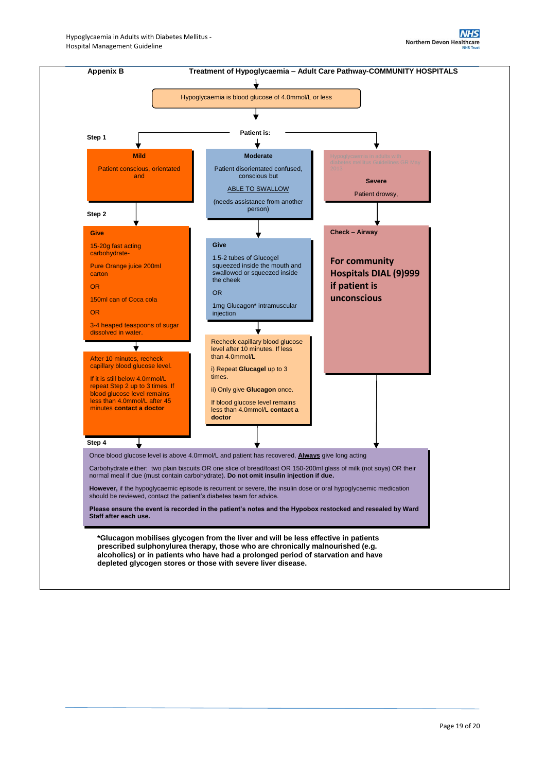## Appenix B — Treatment of Hypoglycaemia – Adult Care Pathway-COMMUNITY HOSPITALS

**Hypoglycaemia is blood glucose of 4.0mmol/L or less**

**Step 1** — Patient is:

### Mild

Patient conscious, orientated and

**Step 2**

**Give**

15-20g fast acting carbohydrate-

Pure Orange juice 200ml carton

OR

150ml can of Coca cola

OR

3-4 heaped teaspoons of sugar dissolved in water.

After 10 minutes, recheck capillary blood glucose level.

If it is still below 4.0mmol/L repeat Step 2 up to 3 times. If blood glucose level remains less than 4.0mmol/L after 45 minutes **contact a doctor**

### Moderate

Patient disorientated confused, conscious but

ABLE TO SWALLOW

(needs assistance from another person)

**Give**

1.5-2 tubes of Glucogel squeezed inside the mouth and swallowed or squeezed inside the cheek

OR

1mg Glucagon* intramuscular injection

Recheck capillary blood glucose level after 10 minutes. If less than 4.0mmol/L

i) Repeat **Glucagel** up to 3 times.

ii) Only give **Glucagon** once.

If blood glucose level remains less than 4.0mmol/L **contact a doctor**

### Severe

Hypoglycaemia in adults with diabetes mellitus Guidelines GR May 2013

Patient drowsy,

**Check – Airway**

**For community Hospitals DIAL (9)999 if patient is unconscious**

**Step 4**

Once blood glucose level is above 4.0mmol/L and patient has recovered, **Always** give long acting

Carbohydrate either: two plain biscuits OR one slice of bread/toast OR 150-200ml glass of milk (not soya) OR their normal meal if due (must contain carbohydrate). **Do not omit insulin injection if due.**

**However,** if the hypoglycaemic episode is recurrent or severe, the insulin dose or oral hypoglycaemic medication should be reviewed, contact the patient's diabetes team for advice.

**Please ensure the event is recorded in the patient's notes and the Hypobox restocked and resealed by Ward Staff after each use.**

**\*Glucagon mobilises glycogen from the liver and will be less effective in patients prescribed sulphonylurea therapy, those who are chronically malnourished (e.g. alcoholics) or in patients who have had a prolonged period of starvation and have depleted glycogen stores or those with severe liver disease.**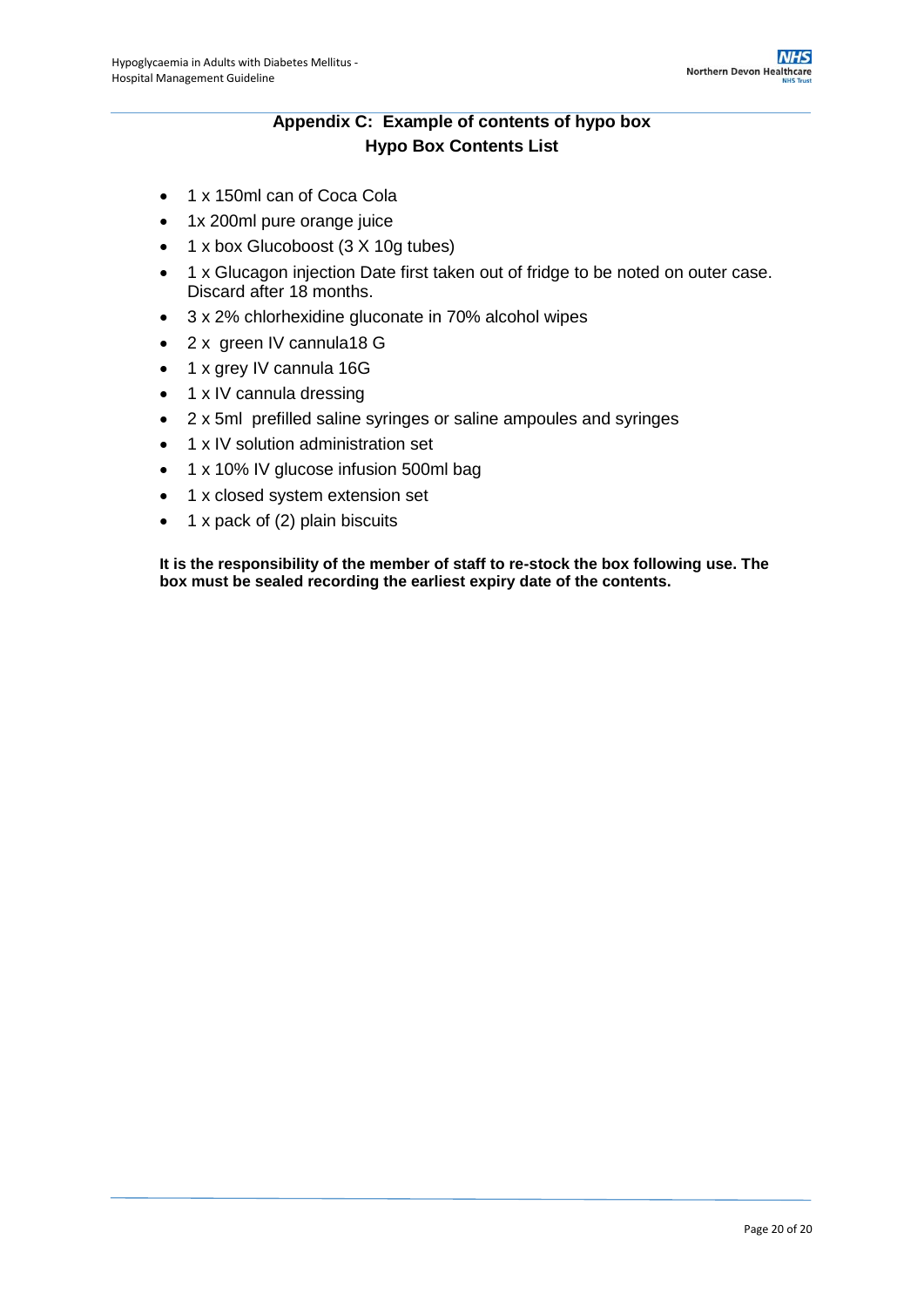## Appendix C: Example of contents of hypo box

### Hypo Box Contents List

- 1 x 150ml can of Coca Cola
- 1x 200ml pure orange juice
- 1 x box Glucoboost (3 X 10g tubes)
- 1 x Glucagon injection Date first taken out of fridge to be noted on outer case. Discard after 18 months.
- 3 x 2% chlorhexidine gluconate in 70% alcohol wipes
- 2 x green IV cannula18 G
- 1 x grey IV cannula 16G
- 1 x IV cannula dressing
- 2 x 5ml prefilled saline syringes or saline ampoules and syringes
- 1 x IV solution administration set
- 1 x 10% IV glucose infusion 500ml bag
- 1 x closed system extension set
- 1 x pack of (2) plain biscuits

**It is the responsibility of the member of staff to re-stock the box following use. The box must be sealed recording the earliest expiry date of the contents.**